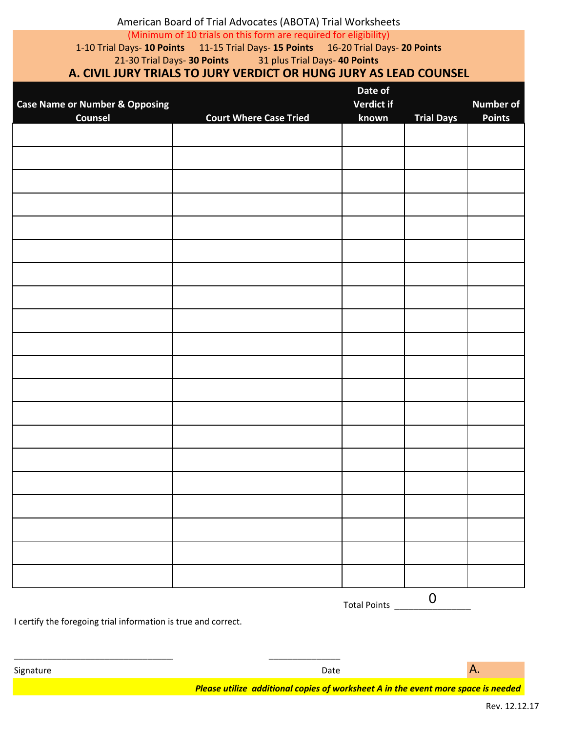American Board of Trial Advocates (ABOTA) Trial Worksheets

(Minimum of 10 trials on this form are required for eligibility)

1-10 Trial Days- **10 Points** 11-15 Trial Days- **15 Points** 16-20 Trial Days- **20 Points**
21-30 Trial Days- **30 Points** 31 plus Trial Days- **40 Points**

## A. CIVIL JURY TRIALS TO JURY VERDICT OR HUNG JURY AS LEAD COUNSEL

| Case Name or Number & Opposing Counsel | Court Where Case Tried | Date of Verdict if known | Trial Days | Number of Points |
|---|---|---|---|---|
| | | | | |
| | | | | |
| | | | | |
| | | | | |
| | | | | |
| | | | | |
| | | | | |
| | | | | |
| | | | | |
| | | | | |
| | | | | |
| | | | | |
| | | | | |
| | | | | |
| | | | | |
| | | | | |
| | | | | |
| | | | | |
| | | | | |
| | | | | |

Total Points ______0______

I certify the foregoing trial information is true and correct.

________________________________ ______________

Signature Date

A.

***Please utilize additional copies of worksheet A in the event more space is needed***

Rev. 12.12.17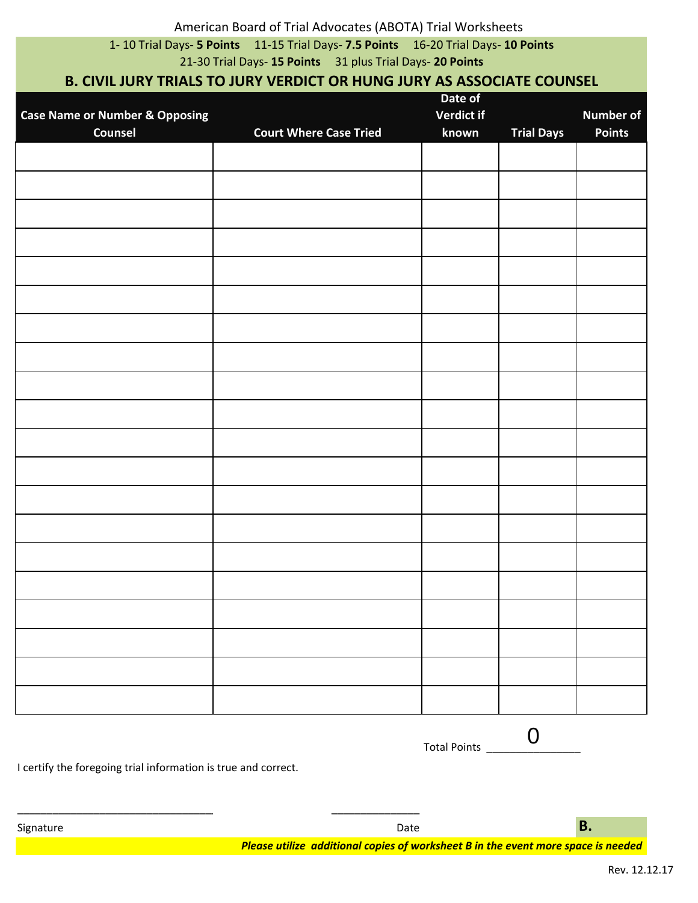American Board of Trial Advocates (ABOTA) Trial Worksheets

1- 10 Trial Days- **5 Points** 11-15 Trial Days- **7.5 Points** 16-20 Trial Days- **10 Points**
21-30 Trial Days- **15 Points** 31 plus Trial Days- **20 Points**

## B. CIVIL JURY TRIALS TO JURY VERDICT OR HUNG JURY AS ASSOCIATE COUNSEL

| Case Name or Number & Opposing Counsel | Court Where Case Tried | Date of Verdict if known | Trial Days | Number of Points |
|---|---|---|---|---|
| | | | | |
| | | | | |
| | | | | |
| | | | | |
| | | | | |
| | | | | |
| | | | | |
| | | | | |
| | | | | |
| | | | | |
| | | | | |
| | | | | |
| | | | | |
| | | | | |
| | | | | |
| | | | | |
| | | | | |
| | | | | |
| | | | | |
| | | | | |

Total Points 0

I certify the foregoing trial information is true and correct.

________________________________ ______________

Signature Date **B.**

***Please utilize additional copies of worksheet B in the event more space is needed***

Rev. 12.12.17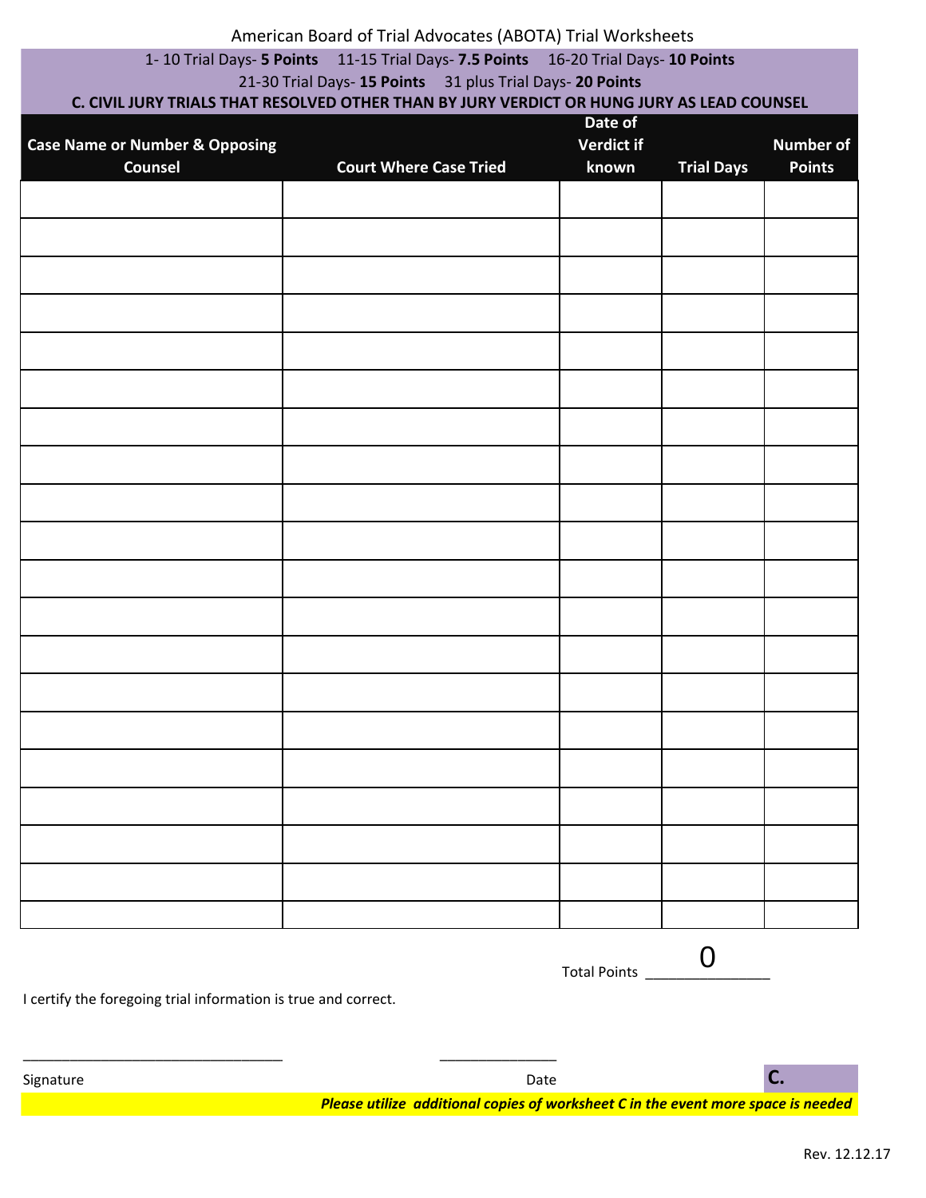American Board of Trial Advocates (ABOTA) Trial Worksheets

1- 10 Trial Days- **5 Points** 11-15 Trial Days- **7.5 Points** 16-20 Trial Days- **10 Points**
21-30 Trial Days- **15 Points** 31 plus Trial Days- **20 Points**

**C. CIVIL JURY TRIALS THAT RESOLVED OTHER THAN BY JURY VERDICT OR HUNG JURY AS LEAD COUNSEL**

| Case Name or Number & Opposing Counsel | Court Where Case Tried | Date of Verdict if known | Trial Days | Number of Points |
|---|---|---|---|---|
| | | | | |
| | | | | |
| | | | | |
| | | | | |
| | | | | |
| | | | | |
| | | | | |
| | | | | |
| | | | | |
| | | | | |
| | | | | |
| | | | | |
| | | | | |
| | | | | |
| | | | | |
| | | | | |
| | | | | |
| | | | | |
| | | | | |
| | | | | |

Total Points 0

I certify the foregoing trial information is true and correct.

_______________________________ ______________

Signature Date **C.**

***Please utilize additional copies of worksheet C in the event more space is needed***

Rev. 12.12.17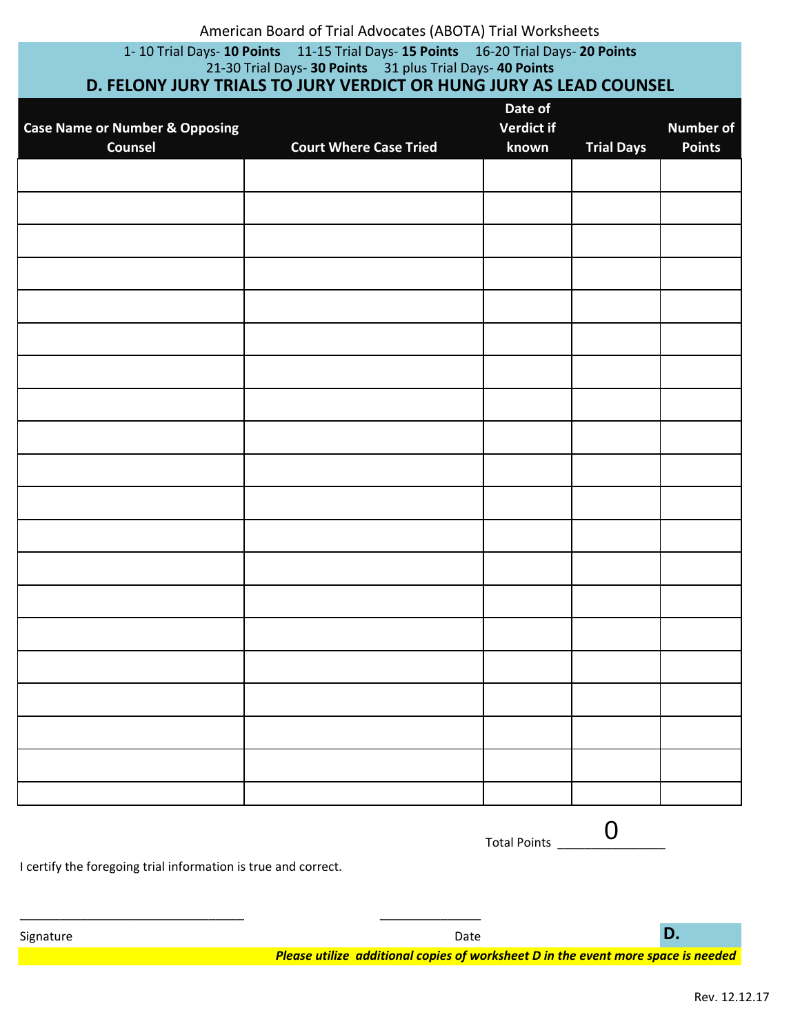American Board of Trial Advocates (ABOTA) Trial Worksheets

1- 10 Trial Days- **10 Points** 11-15 Trial Days- **15 Points** 16-20 Trial Days- **20 Points**
21-30 Trial Days- **30 Points** 31 plus Trial Days- **40 Points**

## D. FELONY JURY TRIALS TO JURY VERDICT OR HUNG JURY AS LEAD COUNSEL

| Case Name or Number & Opposing Counsel | Court Where Case Tried | Date of Verdict if known | Trial Days | Number of Points |
|---|---|---|---|---|
| | | | | |
| | | | | |
| | | | | |
| | | | | |
| | | | | |
| | | | | |
| | | | | |
| | | | | |
| | | | | |
| | | | | |
| | | | | |
| | | | | |
| | | | | |
| | | | | |
| | | | | |
| | | | | |
| | | | | |
| | | | | |
| | | | | |
| | | | | |

Total Points ______0______

I certify the foregoing trial information is true and correct.

________________________________ ______________

Signature Date

**D.**

***Please utilize additional copies of worksheet D in the event more space is needed***

Rev. 12.12.17